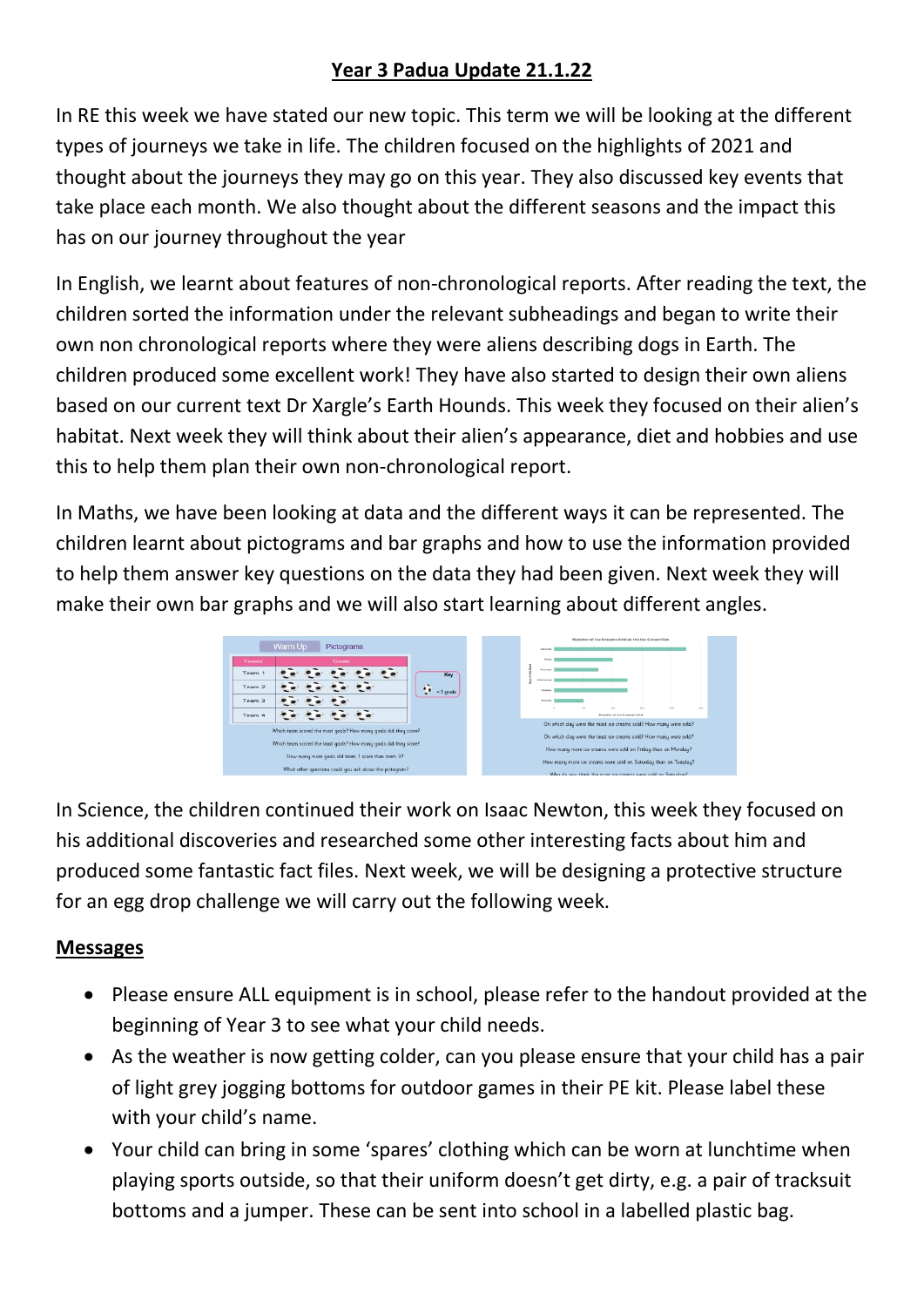# Year 3 Padua Update 21.1.22

In RE this week we have stated our new topic. This term we will be looking at the different types of journeys we take in life. The children focused on the highlights of 2021 and thought about the journeys they may go on this year. They also discussed key events that take place each month. We also thought about the different seasons and the impact this has on our journey throughout the year

In English, we learnt about features of non-chronological reports. After reading the text, the children sorted the information under the relevant subheadings and began to write their own non chronological reports where they were aliens describing dogs in Earth. The children produced some excellent work! They have also started to design their own aliens based on our current text Dr Xargle's Earth Hounds. This week they focused on their alien's habitat. Next week they will think about their alien's appearance, diet and hobbies and use this to help them plan their own non-chronological report.

In Maths, we have been looking at data and the different ways it can be represented. The children learnt about pictograms and bar graphs and how to use the information provided to help them answer key questions on the data they had been given. Next week they will make their own bar graphs and we will also start learning about different angles.

In Science, the children continued their work on Isaac Newton, this week they focused on his additional discoveries and researched some other interesting facts about him and produced some fantastic fact files. Next week, we will be designing a protective structure for an egg drop challenge we will carry out the following week.

## Messages

- Please ensure ALL equipment is in school, please refer to the handout provided at the beginning of Year 3 to see what your child needs.
- As the weather is now getting colder, can you please ensure that your child has a pair of light grey jogging bottoms for outdoor games in their PE kit. Please label these with your child's name.
- Your child can bring in some 'spares' clothing which can be worn at lunchtime when playing sports outside, so that their uniform doesn't get dirty, e.g. a pair of tracksuit bottoms and a jumper. These can be sent into school in a labelled plastic bag.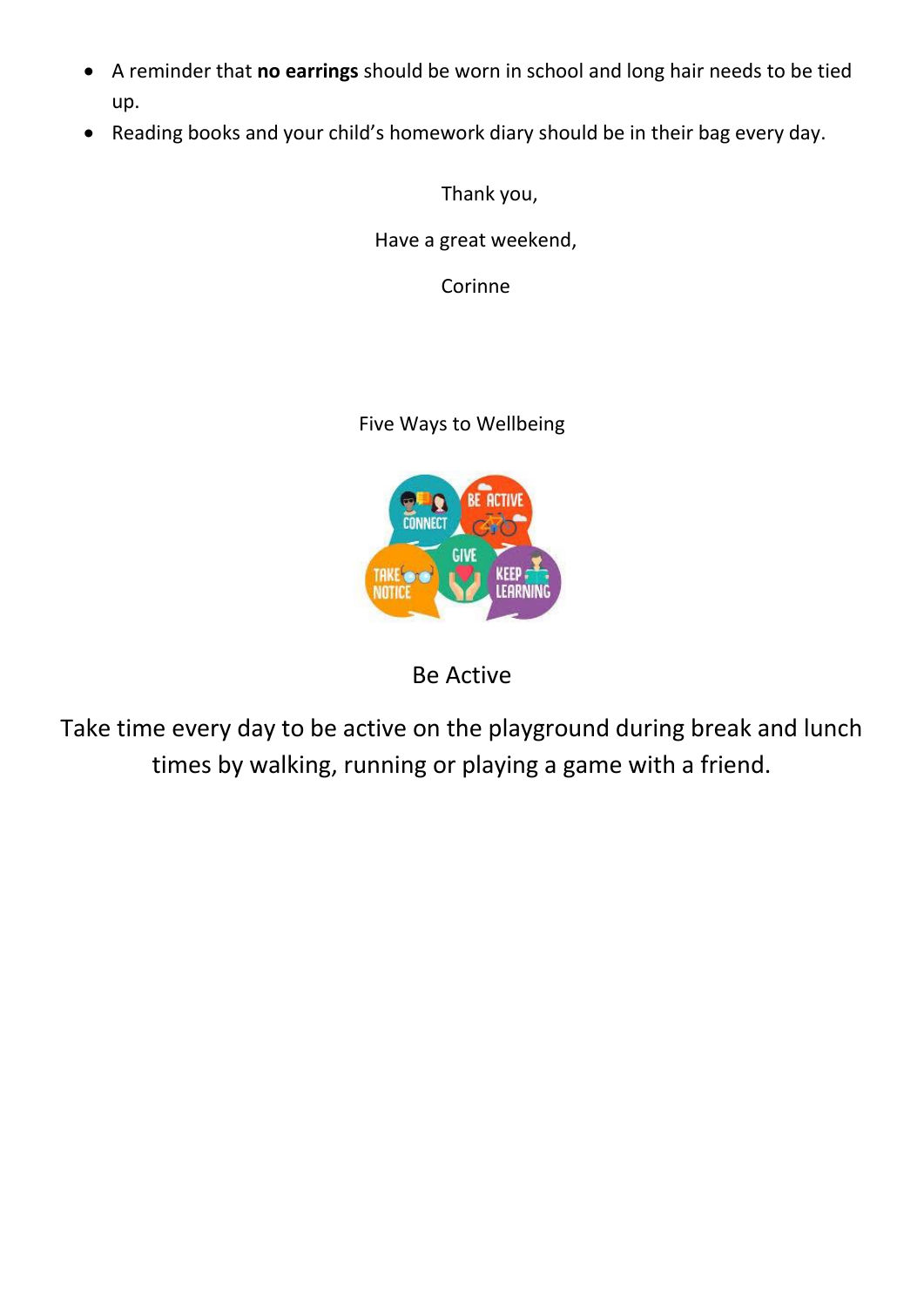- A reminder that **no earrings** should be worn in school and long hair needs to be tied up.
- Reading books and your child's homework diary should be in their bag every day.

Thank you,

Have a great weekend,

Corinne

Five Ways to Wellbeing

Be Active

Take time every day to be active on the playground during break and lunch times by walking, running or playing a game with a friend.